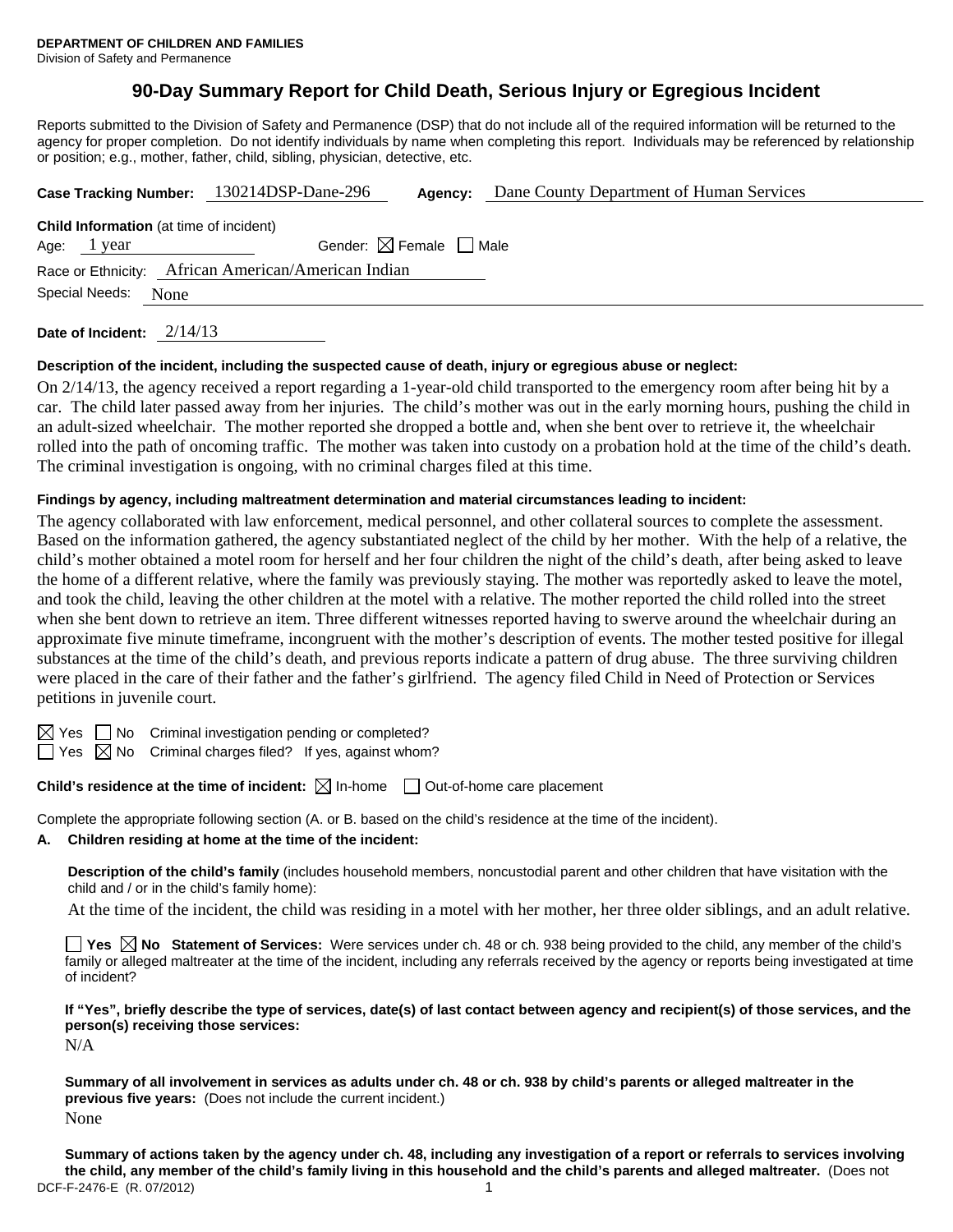**DEPARTMENT OF CHILDREN AND FAMILIES**
Division of Safety and Permanence

# 90-Day Summary Report for Child Death, Serious Injury or Egregious Incident

Reports submitted to the Division of Safety and Permanence (DSP) that do not include all of the required information will be returned to the agency for proper completion. Do not identify individuals by name when completing this report. Individuals may be referenced by relationship or position; e.g., mother, father, child, sibling, physician, detective, etc.

**Case Tracking Number:** 130214DSP-Dane-296 **Agency:** Dane County Department of Human Services

**Child Information** (at time of incident)

Age: 1 year Gender: ☒ Female ☐ Male

Race or Ethnicity: African American/American Indian

Special Needs: None

**Date of Incident:** 2/14/13

**Description of the incident, including the suspected cause of death, injury or egregious abuse or neglect:**

On 2/14/13, the agency received a report regarding a 1-year-old child transported to the emergency room after being hit by a car. The child later passed away from her injuries. The child's mother was out in the early morning hours, pushing the child in an adult-sized wheelchair. The mother reported she dropped a bottle and, when she bent over to retrieve it, the wheelchair rolled into the path of oncoming traffic. The mother was taken into custody on a probation hold at the time of the child's death. The criminal investigation is ongoing, with no criminal charges filed at this time.

**Findings by agency, including maltreatment determination and material circumstances leading to incident:**

The agency collaborated with law enforcement, medical personnel, and other collateral sources to complete the assessment. Based on the information gathered, the agency substantiated neglect of the child by her mother. With the help of a relative, the child's mother obtained a motel room for herself and her four children the night of the child's death, after being asked to leave the home of a different relative, where the family was previously staying. The mother was reportedly asked to leave the motel, and took the child, leaving the other children at the motel with a relative. The mother reported the child rolled into the street when she bent down to retrieve an item. Three different witnesses reported having to swerve around the wheelchair during an approximate five minute timeframe, incongruent with the mother's description of events. The mother tested positive for illegal substances at the time of the child's death, and previous reports indicate a pattern of drug abuse. The three surviving children were placed in the care of their father and the father's girlfriend. The agency filed Child in Need of Protection or Services petitions in juvenile court.

☒ Yes ☐ No Criminal investigation pending or completed?

☐ Yes ☒ No Criminal charges filed? If yes, against whom?

**Child's residence at the time of incident:** ☒ In-home ☐ Out-of-home care placement

Complete the appropriate following section (A. or B. based on the child's residence at the time of the incident).

**A. Children residing at home at the time of the incident:**

**Description of the child's family** (includes household members, noncustodial parent and other children that have visitation with the child and / or in the child's family home):

At the time of the incident, the child was residing in a motel with her mother, her three older siblings, and an adult relative.

☐ **Yes** ☒ **No Statement of Services:** Were services under ch. 48 or ch. 938 being provided to the child, any member of the child's family or alleged maltreater at the time of the incident, including any referrals received by the agency or reports being investigated at time of incident?

**If "Yes", briefly describe the type of services, date(s) of last contact between agency and recipient(s) of those services, and the person(s) receiving those services:**

N/A

**Summary of all involvement in services as adults under ch. 48 or ch. 938 by child's parents or alleged maltreater in the previous five years:** (Does not include the current incident.)

None

**Summary of actions taken by the agency under ch. 48, including any investigation of a report or referrals to services involving the child, any member of the child's family living in this household and the child's parents and alleged maltreater.** (Does not

DCF-F-2476-E (R. 07/2012)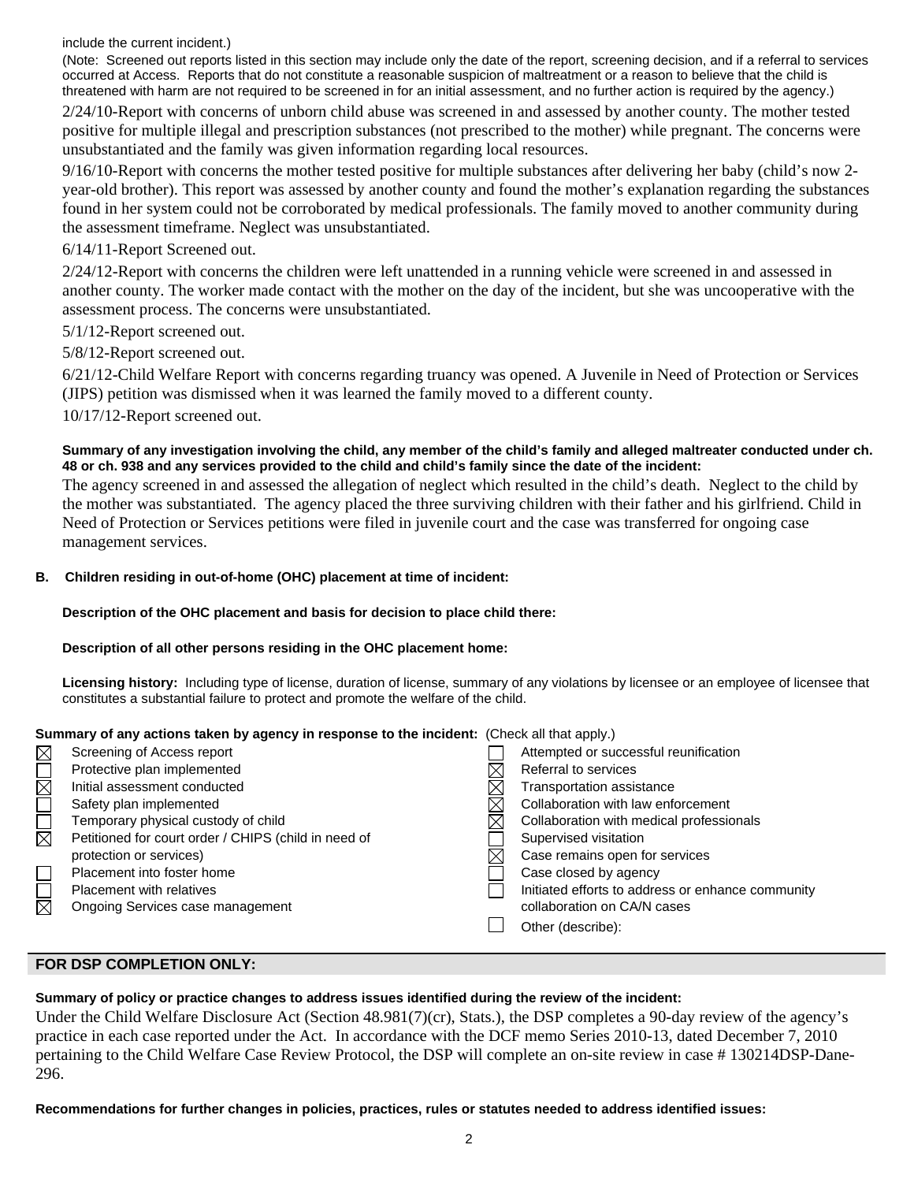include the current incident.)

(Note: Screened out reports listed in this section may include only the date of the report, screening decision, and if a referral to services occurred at Access. Reports that do not constitute a reasonable suspicion of maltreatment or a reason to believe that the child is threatened with harm are not required to be screened in for an initial assessment, and no further action is required by the agency.)

2/24/10-Report with concerns of unborn child abuse was screened in and assessed by another county. The mother tested positive for multiple illegal and prescription substances (not prescribed to the mother) while pregnant. The concerns were unsubstantiated and the family was given information regarding local resources.

9/16/10-Report with concerns the mother tested positive for multiple substances after delivering her baby (child's now 2-year-old brother). This report was assessed by another county and found the mother's explanation regarding the substances found in her system could not be corroborated by medical professionals. The family moved to another community during the assessment timeframe. Neglect was unsubstantiated.

6/14/11-Report Screened out.

2/24/12-Report with concerns the children were left unattended in a running vehicle were screened in and assessed in another county. The worker made contact with the mother on the day of the incident, but she was uncooperative with the assessment process. The concerns were unsubstantiated.

5/1/12-Report screened out.

5/8/12-Report screened out.

6/21/12-Child Welfare Report with concerns regarding truancy was opened. A Juvenile in Need of Protection or Services (JIPS) petition was dismissed when it was learned the family moved to a different county.

10/17/12-Report screened out.

**Summary of any investigation involving the child, any member of the child's family and alleged maltreater conducted under ch. 48 or ch. 938 and any services provided to the child and child's family since the date of the incident:**

The agency screened in and assessed the allegation of neglect which resulted in the child's death. Neglect to the child by the mother was substantiated. The agency placed the three surviving children with their father and his girlfriend. Child in Need of Protection or Services petitions were filed in juvenile court and the case was transferred for ongoing case management services.

**B. Children residing in out-of-home (OHC) placement at time of incident:**

**Description of the OHC placement and basis for decision to place child there:**

**Description of all other persons residing in the OHC placement home:**

**Licensing history:** Including type of license, duration of license, summary of any violations by licensee or an employee of licensee that constitutes a substantial failure to protect and promote the welfare of the child.

**Summary of any actions taken by agency in response to the incident:** (Check all that apply.)

| | | | |
|---|---|---|---|
| ☒ | Screening of Access report | ☐ | Attempted or successful reunification |
| ☐ | Protective plan implemented | ☒ | Referral to services |
| ☒ | Initial assessment conducted | ☒ | Transportation assistance |
| ☐ | Safety plan implemented | ☒ | Collaboration with law enforcement |
| ☐ | Temporary physical custody of child | ☒ | Collaboration with medical professionals |
| ☒ | Petitioned for court order / CHIPS (child in need of protection or services) | ☐ | Supervised visitation |
| | | ☒ | Case remains open for services |
| ☐ | Placement into foster home | ☐ | Case closed by agency |
| ☐ | Placement with relatives | ☐ | Initiated efforts to address or enhance community collaboration on CA/N cases |
| ☒ | Ongoing Services case management | ☐ | Other (describe): |

## FOR DSP COMPLETION ONLY:

**Summary of policy or practice changes to address issues identified during the review of the incident:**

Under the Child Welfare Disclosure Act (Section 48.981(7)(cr), Stats.), the DSP completes a 90-day review of the agency's practice in each case reported under the Act. In accordance with the DCF memo Series 2010-13, dated December 7, 2010 pertaining to the Child Welfare Case Review Protocol, the DSP will complete an on-site review in case # 130214DSP-Dane-296.

**Recommendations for further changes in policies, practices, rules or statutes needed to address identified issues:**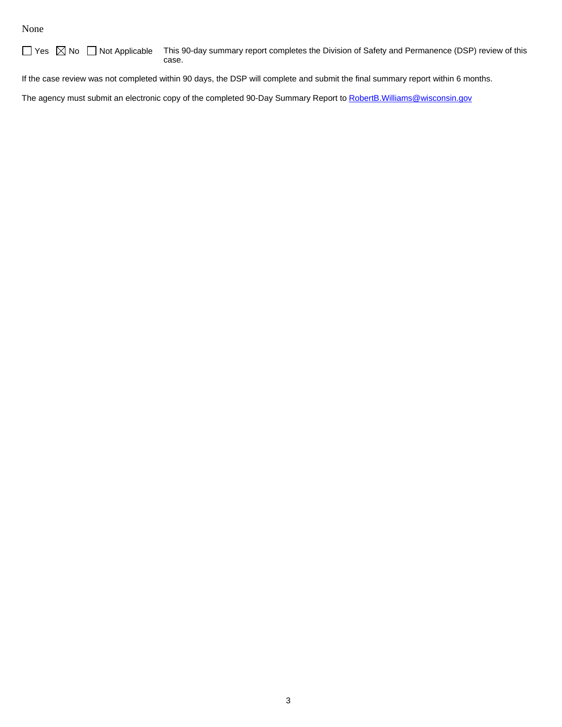None

☐ Yes ☒ No ☐ Not Applicable This 90-day summary report completes the Division of Safety and Permanence (DSP) review of this case.

If the case review was not completed within 90 days, the DSP will complete and submit the final summary report within 6 months.

The agency must submit an electronic copy of the completed 90-Day Summary Report to [RobertB.Williams@wisconsin.gov](mailto:RobertB.Williams@wisconsin.gov)